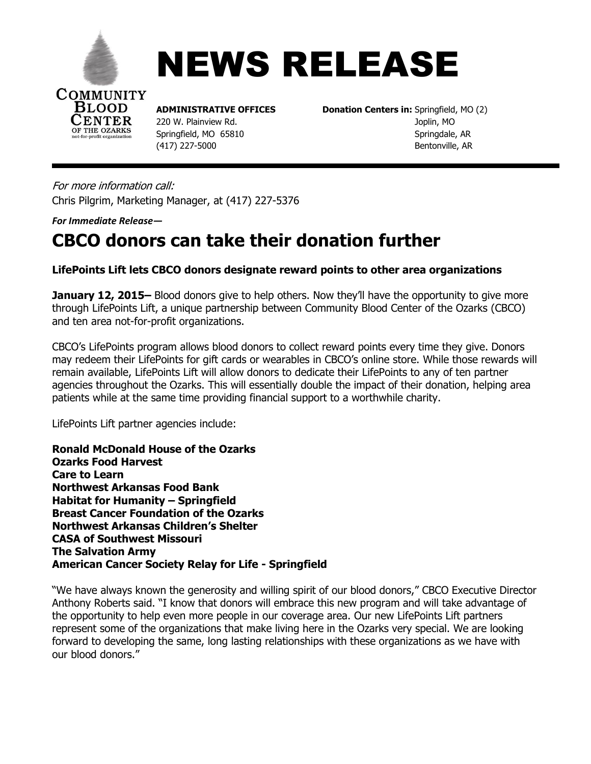# NEWS RELEASE

COMMUNITY BLOOD CENTER OF THE OZARKS
not-for-profit organization

**ADMINISTRATIVE OFFICES**
220 W. Plainview Rd.
Springfield, MO 65810
(417) 227-5000

**Donation Centers in:** Springfield, MO (2)
Joplin, MO
Springdale, AR
Bentonville, AR

---

*For more information call:*
Chris Pilgrim, Marketing Manager, at (417) 227-5376

***For Immediate Release—***

# CBCO donors can take their donation further

**LifePoints Lift lets CBCO donors designate reward points to other area organizations**

**January 12, 2015–** Blood donors give to help others. Now they'll have the opportunity to give more through LifePoints Lift, a unique partnership between Community Blood Center of the Ozarks (CBCO) and ten area not-for-profit organizations.

CBCO's LifePoints program allows blood donors to collect reward points every time they give. Donors may redeem their LifePoints for gift cards or wearables in CBCO's online store. While those rewards will remain available, LifePoints Lift will allow donors to dedicate their LifePoints to any of ten partner agencies throughout the Ozarks. This will essentially double the impact of their donation, helping area patients while at the same time providing financial support to a worthwhile charity.

LifePoints Lift partner agencies include:

**Ronald McDonald House of the Ozarks**
**Ozarks Food Harvest**
**Care to Learn**
**Northwest Arkansas Food Bank**
**Habitat for Humanity – Springfield**
**Breast Cancer Foundation of the Ozarks**
**Northwest Arkansas Children's Shelter**
**CASA of Southwest Missouri**
**The Salvation Army**
**American Cancer Society Relay for Life - Springfield**

"We have always known the generosity and willing spirit of our blood donors," CBCO Executive Director Anthony Roberts said. "I know that donors will embrace this new program and will take advantage of the opportunity to help even more people in our coverage area. Our new LifePoints Lift partners represent some of the organizations that make living here in the Ozarks very special. We are looking forward to developing the same, long lasting relationships with these organizations as we have with our blood donors."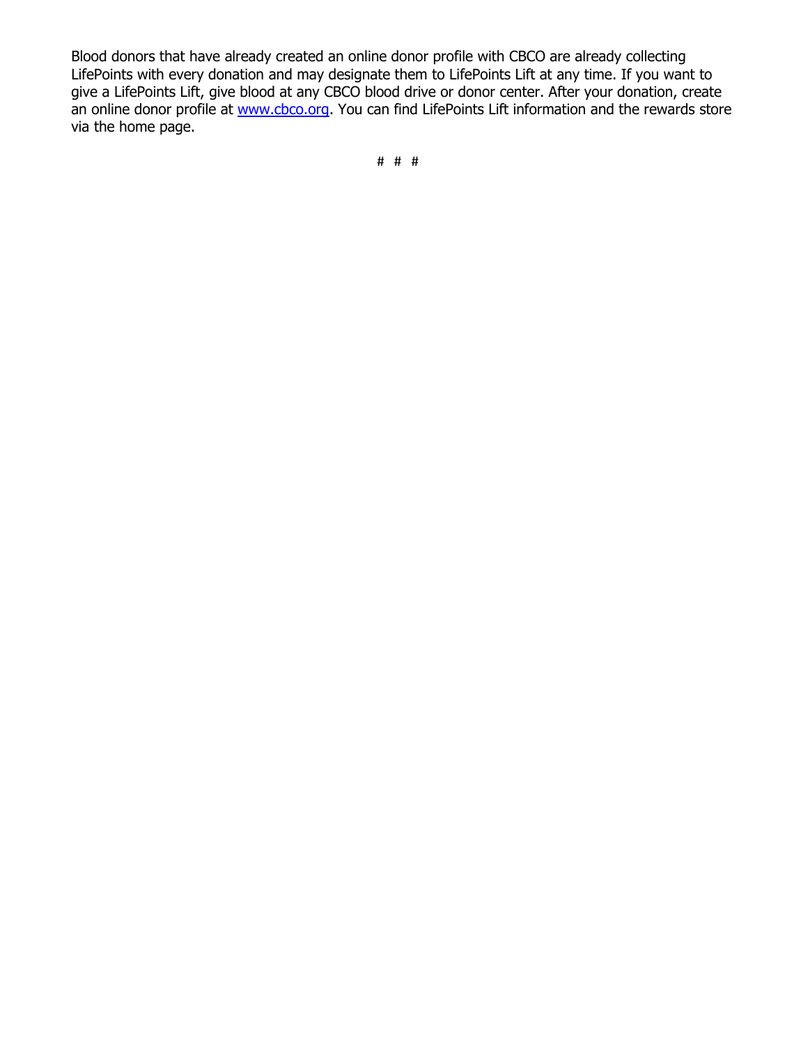Blood donors that have already created an online donor profile with CBCO are already collecting LifePoints with every donation and may designate them to LifePoints Lift at any time. If you want to give a LifePoints Lift, give blood at any CBCO blood drive or donor center. After your donation, create an online donor profile at [www.cbco.org](http://www.cbco.org). You can find LifePoints Lift information and the rewards store via the home page.

# # #